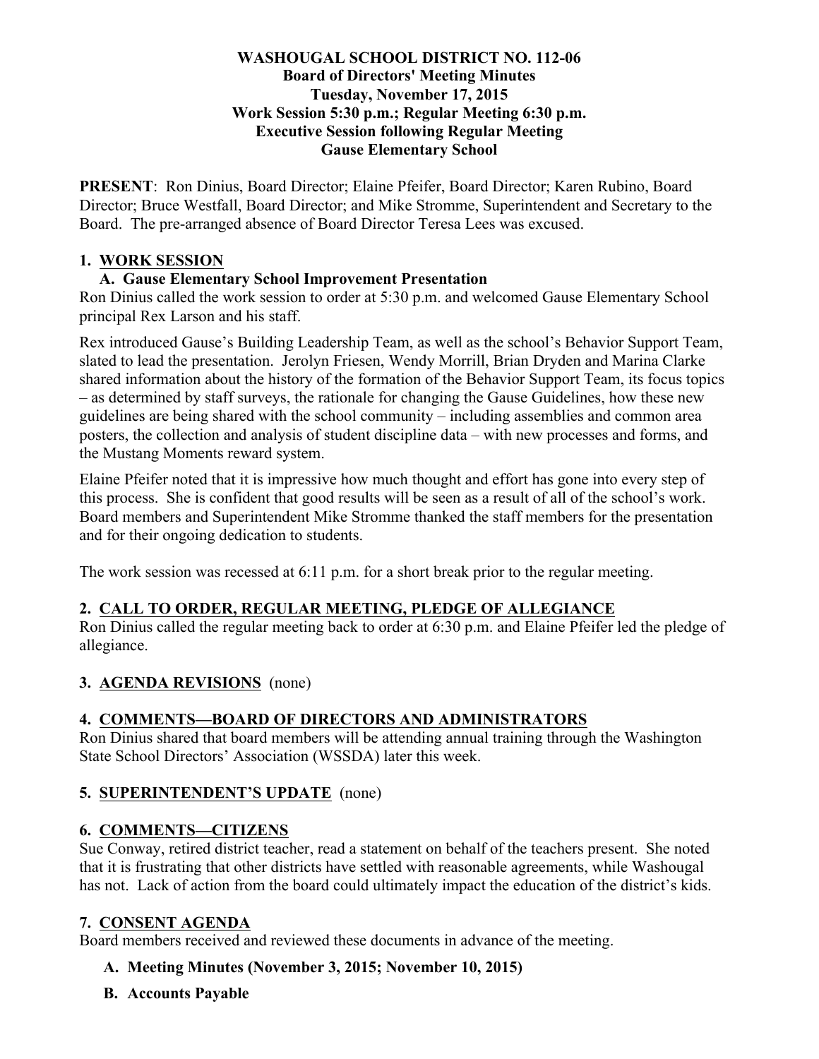**WASHOUGAL SCHOOL DISTRICT NO. 112-06**
**Board of Directors' Meeting Minutes**
**Tuesday, November 17, 2015**
**Work Session 5:30 p.m.; Regular Meeting 6:30 p.m.**
**Executive Session following Regular Meeting**
**Gause Elementary School**

**PRESENT**: Ron Dinius, Board Director; Elaine Pfeifer, Board Director; Karen Rubino, Board Director; Bruce Westfall, Board Director; and Mike Stromme, Superintendent and Secretary to the Board. The pre-arranged absence of Board Director Teresa Lees was excused.

## 1. WORK SESSION

### A. Gause Elementary School Improvement Presentation

Ron Dinius called the work session to order at 5:30 p.m. and welcomed Gause Elementary School principal Rex Larson and his staff.

Rex introduced Gause's Building Leadership Team, as well as the school's Behavior Support Team, slated to lead the presentation. Jerolyn Friesen, Wendy Morrill, Brian Dryden and Marina Clarke shared information about the history of the formation of the Behavior Support Team, its focus topics – as determined by staff surveys, the rationale for changing the Gause Guidelines, how these new guidelines are being shared with the school community – including assemblies and common area posters, the collection and analysis of student discipline data – with new processes and forms, and the Mustang Moments reward system.

Elaine Pfeifer noted that it is impressive how much thought and effort has gone into every step of this process. She is confident that good results will be seen as a result of all of the school's work. Board members and Superintendent Mike Stromme thanked the staff members for the presentation and for their ongoing dedication to students.

The work session was recessed at 6:11 p.m. for a short break prior to the regular meeting.

## 2. CALL TO ORDER, REGULAR MEETING, PLEDGE OF ALLEGIANCE

Ron Dinius called the regular meeting back to order at 6:30 p.m. and Elaine Pfeifer led the pledge of allegiance.

## 3. AGENDA REVISIONS (none)

## 4. COMMENTS—BOARD OF DIRECTORS AND ADMINISTRATORS

Ron Dinius shared that board members will be attending annual training through the Washington State School Directors' Association (WSSDA) later this week.

## 5. SUPERINTENDENT'S UPDATE (none)

## 6. COMMENTS—CITIZENS

Sue Conway, retired district teacher, read a statement on behalf of the teachers present. She noted that it is frustrating that other districts have settled with reasonable agreements, while Washougal has not. Lack of action from the board could ultimately impact the education of the district's kids.

## 7. CONSENT AGENDA

Board members received and reviewed these documents in advance of the meeting.

### A. Meeting Minutes (November 3, 2015; November 10, 2015)

### B. Accounts Payable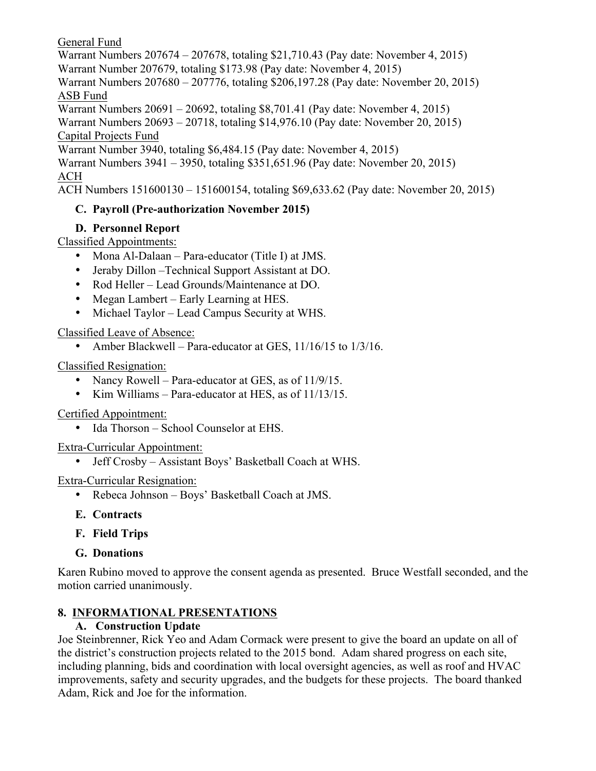<u>General Fund</u>
Warrant Numbers 207674 – 207678, totaling $21,710.43 (Pay date: November 4, 2015)
Warrant Number 207679, totaling $173.98 (Pay date: November 4, 2015)
Warrant Numbers 207680 – 207776, totaling $206,197.28 (Pay date: November 20, 2015)
<u>ASB Fund</u>
Warrant Numbers 20691 – 20692, totaling $8,701.41 (Pay date: November 4, 2015)
Warrant Numbers 20693 – 20718, totaling $14,976.10 (Pay date: November 20, 2015)
<u>Capital Projects Fund</u>
Warrant Number 3940, totaling $6,484.15 (Pay date: November 4, 2015)
Warrant Numbers 3941 – 3950, totaling $351,651.96 (Pay date: November 20, 2015)
<u>ACH</u>
ACH Numbers 151600130 – 151600154, totaling $69,633.62 (Pay date: November 20, 2015)

**C. Payroll (Pre-authorization November 2015)**

**D. Personnel Report**

<u>Classified Appointments:</u>
- Mona Al-Dalaan – Para-educator (Title I) at JMS.
- Jeraby Dillon –Technical Support Assistant at DO.
- Rod Heller – Lead Grounds/Maintenance at DO.
- Megan Lambert – Early Learning at HES.
- Michael Taylor – Lead Campus Security at WHS.

<u>Classified Leave of Absence:</u>
- Amber Blackwell – Para-educator at GES, 11/16/15 to 1/3/16.

<u>Classified Resignation:</u>
- Nancy Rowell – Para-educator at GES, as of 11/9/15.
- Kim Williams – Para-educator at HES, as of 11/13/15.

<u>Certified Appointment:</u>
- Ida Thorson – School Counselor at EHS.

<u>Extra-Curricular Appointment:</u>
- Jeff Crosby – Assistant Boys' Basketball Coach at WHS.

<u>Extra-Curricular Resignation:</u>
- Rebeca Johnson – Boys' Basketball Coach at JMS.

**E. Contracts**

**F. Field Trips**

**G. Donations**

Karen Rubino moved to approve the consent agenda as presented. Bruce Westfall seconded, and the motion carried unanimously.

## 8. INFORMATIONAL PRESENTATIONS

**A. Construction Update**

Joe Steinbrenner, Rick Yeo and Adam Cormack were present to give the board an update on all of the district's construction projects related to the 2015 bond. Adam shared progress on each site, including planning, bids and coordination with local oversight agencies, as well as roof and HVAC improvements, safety and security upgrades, and the budgets for these projects. The board thanked Adam, Rick and Joe for the information.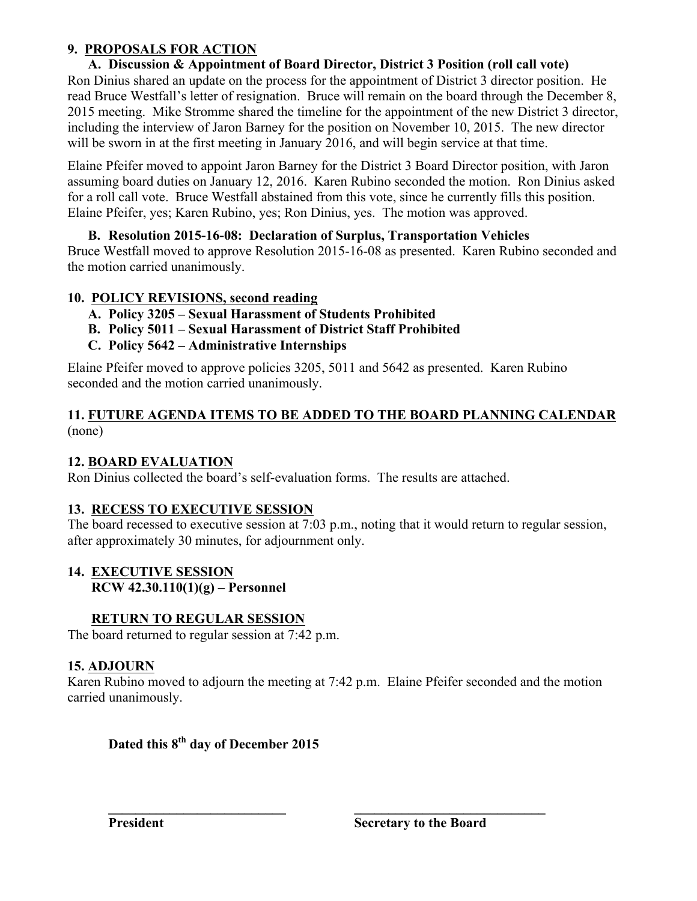## 9. PROPOSALS FOR ACTION

### A. Discussion & Appointment of Board Director, District 3 Position (roll call vote)

Ron Dinius shared an update on the process for the appointment of District 3 director position. He read Bruce Westfall's letter of resignation. Bruce will remain on the board through the December 8, 2015 meeting. Mike Stromme shared the timeline for the appointment of the new District 3 director, including the interview of Jaron Barney for the position on November 10, 2015. The new director will be sworn in at the first meeting in January 2016, and will begin service at that time.

Elaine Pfeifer moved to appoint Jaron Barney for the District 3 Board Director position, with Jaron assuming board duties on January 12, 2016. Karen Rubino seconded the motion. Ron Dinius asked for a roll call vote. Bruce Westfall abstained from this vote, since he currently fills this position. Elaine Pfeifer, yes; Karen Rubino, yes; Ron Dinius, yes. The motion was approved.

### B. Resolution 2015-16-08: Declaration of Surplus, Transportation Vehicles

Bruce Westfall moved to approve Resolution 2015-16-08 as presented. Karen Rubino seconded and the motion carried unanimously.

## 10. POLICY REVISIONS, second reading

- **A. Policy 3205 – Sexual Harassment of Students Prohibited**
- **B. Policy 5011 – Sexual Harassment of District Staff Prohibited**
- **C. Policy 5642 – Administrative Internships**

Elaine Pfeifer moved to approve policies 3205, 5011 and 5642 as presented. Karen Rubino seconded and the motion carried unanimously.

## 11. FUTURE AGENDA ITEMS TO BE ADDED TO THE BOARD PLANNING CALENDAR

(none)

## 12. BOARD EVALUATION

Ron Dinius collected the board's self-evaluation forms. The results are attached.

## 13. RECESS TO EXECUTIVE SESSION

The board recessed to executive session at 7:03 p.m., noting that it would return to regular session, after approximately 30 minutes, for adjournment only.

## 14. EXECUTIVE SESSION

**RCW 42.30.110(1)(g) – Personnel**

### RETURN TO REGULAR SESSION

The board returned to regular session at 7:42 p.m.

## 15. ADJOURN

Karen Rubino moved to adjourn the meeting at 7:42 p.m. Elaine Pfeifer seconded and the motion carried unanimously.

**Dated this 8th day of December 2015**

\_\_\_\_\_\_\_\_\_\_\_\_\_\_\_\_\_\_\_\_\_\_\_\_\_\_\_\_ \_\_\_\_\_\_\_\_\_\_\_\_\_\_\_\_\_\_\_\_\_\_\_\_\_\_\_\_\_\_

**President** **Secretary to the Board**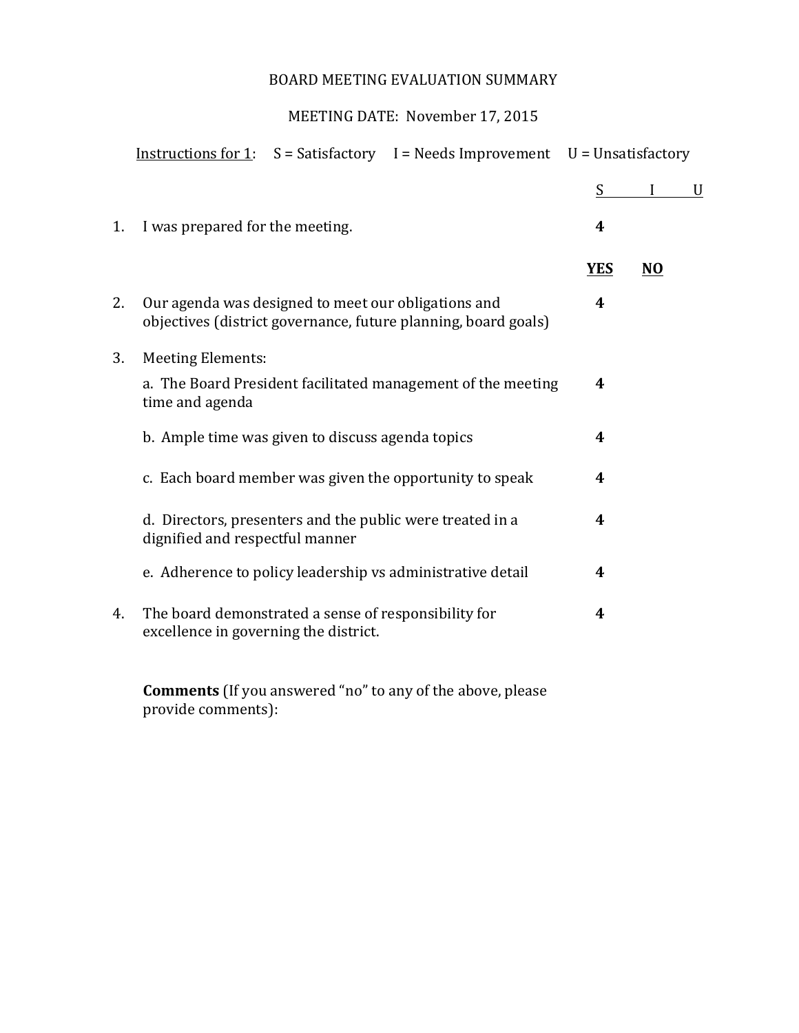BOARD MEETING EVALUATION SUMMARY

MEETING DATE: November 17, 2015

Instructions for 1: S = Satisfactory I = Needs Improvement U = Unsatisfactory

| | | S | I | U |
|---|---|---|---|---|
| 1. | I was prepared for the meeting. | **4** | | |

| | | **YES** | **NO** |
|---|---|---|---|
| 2. | Our agenda was designed to meet our obligations and objectives (district governance, future planning, board goals) | **4** | |
| 3. | Meeting Elements: | | |
| | a. The Board President facilitated management of the meeting time and agenda | **4** | |
| | b. Ample time was given to discuss agenda topics | **4** | |
| | c. Each board member was given the opportunity to speak | **4** | |
| | d. Directors, presenters and the public were treated in a dignified and respectful manner | **4** | |
| | e. Adherence to policy leadership vs administrative detail | **4** | |
| 4. | The board demonstrated a sense of responsibility for excellence in governing the district. | **4** | |

**Comments** (If you answered "no" to any of the above, please provide comments):